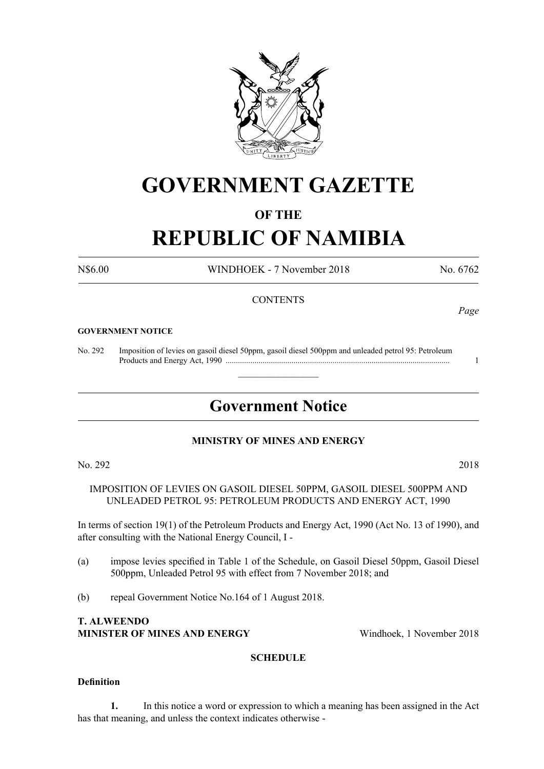# GOVERNMENT GAZETTE

## OF THE

# REPUBLIC OF NAMIBIA

N$6.00 WINDHOEK - 7 November 2018 No. 6762

CONTENTS

*Page*

**GOVERNMENT NOTICE**

No. 292 Imposition of levies on gasoil diesel 50ppm, gasoil diesel 500ppm and unleaded petrol 95: Petroleum Products and Energy Act, 1990 ............................................................................................................ 1

## Government Notice

**MINISTRY OF MINES AND ENERGY**

No. 292 2018

IMPOSITION OF LEVIES ON GASOIL DIESEL 50PPM, GASOIL DIESEL 500PPM AND UNLEADED PETROL 95: PETROLEUM PRODUCTS AND ENERGY ACT, 1990

In terms of section 19(1) of the Petroleum Products and Energy Act, 1990 (Act No. 13 of 1990), and after consulting with the National Energy Council, I -

(a) impose levies specified in Table 1 of the Schedule, on Gasoil Diesel 50ppm, Gasoil Diesel 500ppm, Unleaded Petrol 95 with effect from 7 November 2018; and

(b) repeal Government Notice No.164 of 1 August 2018.

**T. ALWEENDO**
**MINISTER OF MINES AND ENERGY** Windhoek, 1 November 2018

**SCHEDULE**

**Definition**

**1.** In this notice a word or expression to which a meaning has been assigned in the Act has that meaning, and unless the context indicates otherwise -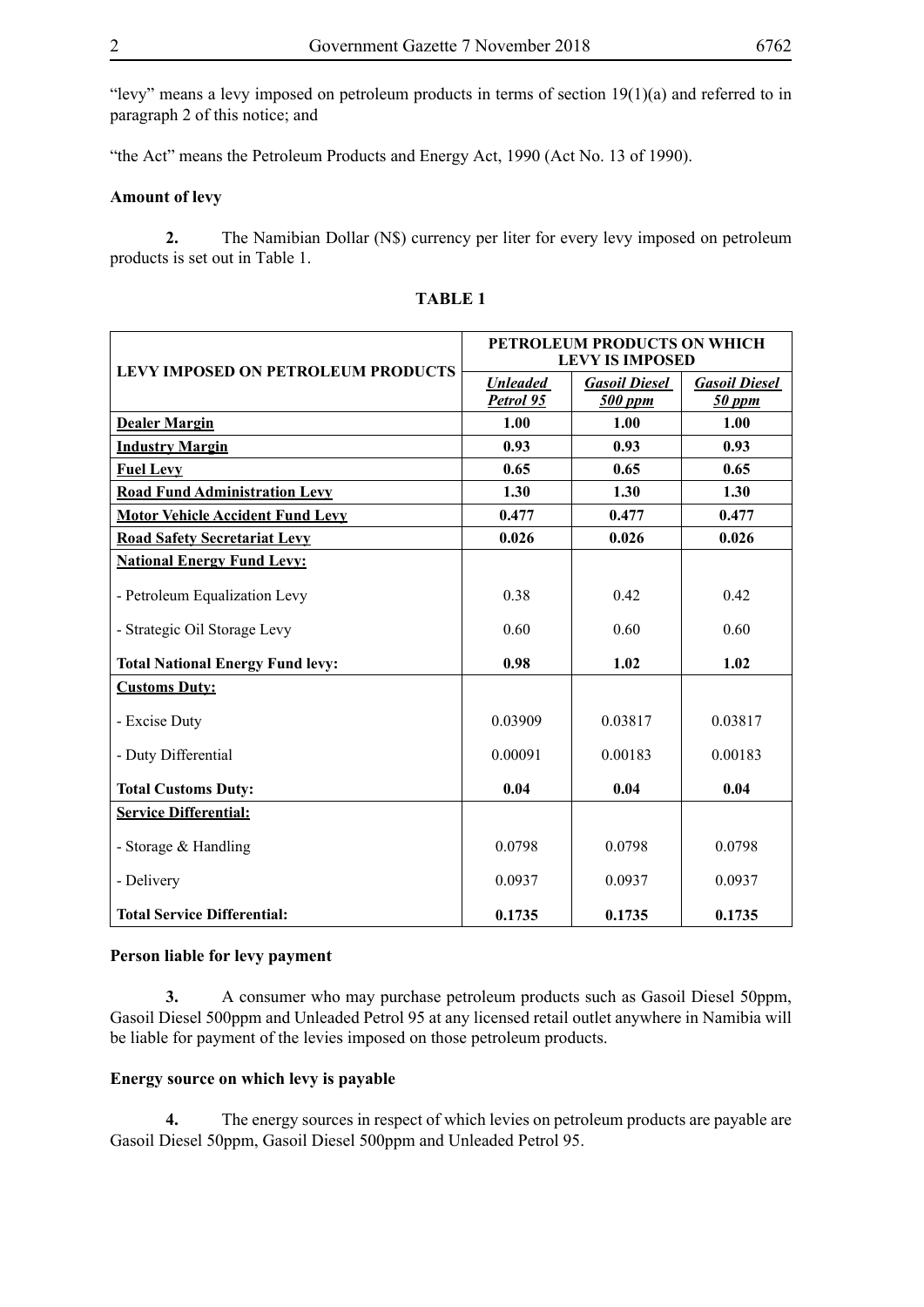"levy" means a levy imposed on petroleum products in terms of section 19(1)(a) and referred to in paragraph 2 of this notice; and

"the Act" means the Petroleum Products and Energy Act, 1990 (Act No. 13 of 1990).

**Amount of levy**

**2.** The Namibian Dollar (N$) currency per liter for every levy imposed on petroleum products is set out in Table 1.

**TABLE 1**

| LEVY IMPOSED ON PETROLEUM PRODUCTS | PETROLEUM PRODUCTS ON WHICH LEVY IS IMPOSED | | |
|---|---|---|---|
| | ***Unleaded Petrol 95*** | ***Gasoil Diesel 500 ppm*** | ***Gasoil Diesel 50 ppm*** |
| **Dealer Margin** | **1.00** | **1.00** | **1.00** |
| **Industry Margin** | **0.93** | **0.93** | **0.93** |
| **Fuel Levy** | **0.65** | **0.65** | **0.65** |
| **Road Fund Administration Levy** | **1.30** | **1.30** | **1.30** |
| **Motor Vehicle Accident Fund Levy** | **0.477** | **0.477** | **0.477** |
| **Road Safety Secretariat Levy** | **0.026** | **0.026** | **0.026** |
| **National Energy Fund Levy:** | | | |
| - Petroleum Equalization Levy | 0.38 | 0.42 | 0.42 |
| - Strategic Oil Storage Levy | 0.60 | 0.60 | 0.60 |
| **Total National Energy Fund levy:** | **0.98** | **1.02** | **1.02** |
| **Customs Duty:** | | | |
| - Excise Duty | 0.03909 | 0.03817 | 0.03817 |
| - Duty Differential | 0.00091 | 0.00183 | 0.00183 |
| **Total Customs Duty:** | **0.04** | **0.04** | **0.04** |
| **Service Differential:** | | | |
| - Storage & Handling | 0.0798 | 0.0798 | 0.0798 |
| - Delivery | 0.0937 | 0.0937 | 0.0937 |
| **Total Service Differential:** | **0.1735** | **0.1735** | **0.1735** |

**Person liable for levy payment**

**3.** A consumer who may purchase petroleum products such as Gasoil Diesel 50ppm, Gasoil Diesel 500ppm and Unleaded Petrol 95 at any licensed retail outlet anywhere in Namibia will be liable for payment of the levies imposed on those petroleum products.

**Energy source on which levy is payable**

**4.** The energy sources in respect of which levies on petroleum products are payable are Gasoil Diesel 50ppm, Gasoil Diesel 500ppm and Unleaded Petrol 95.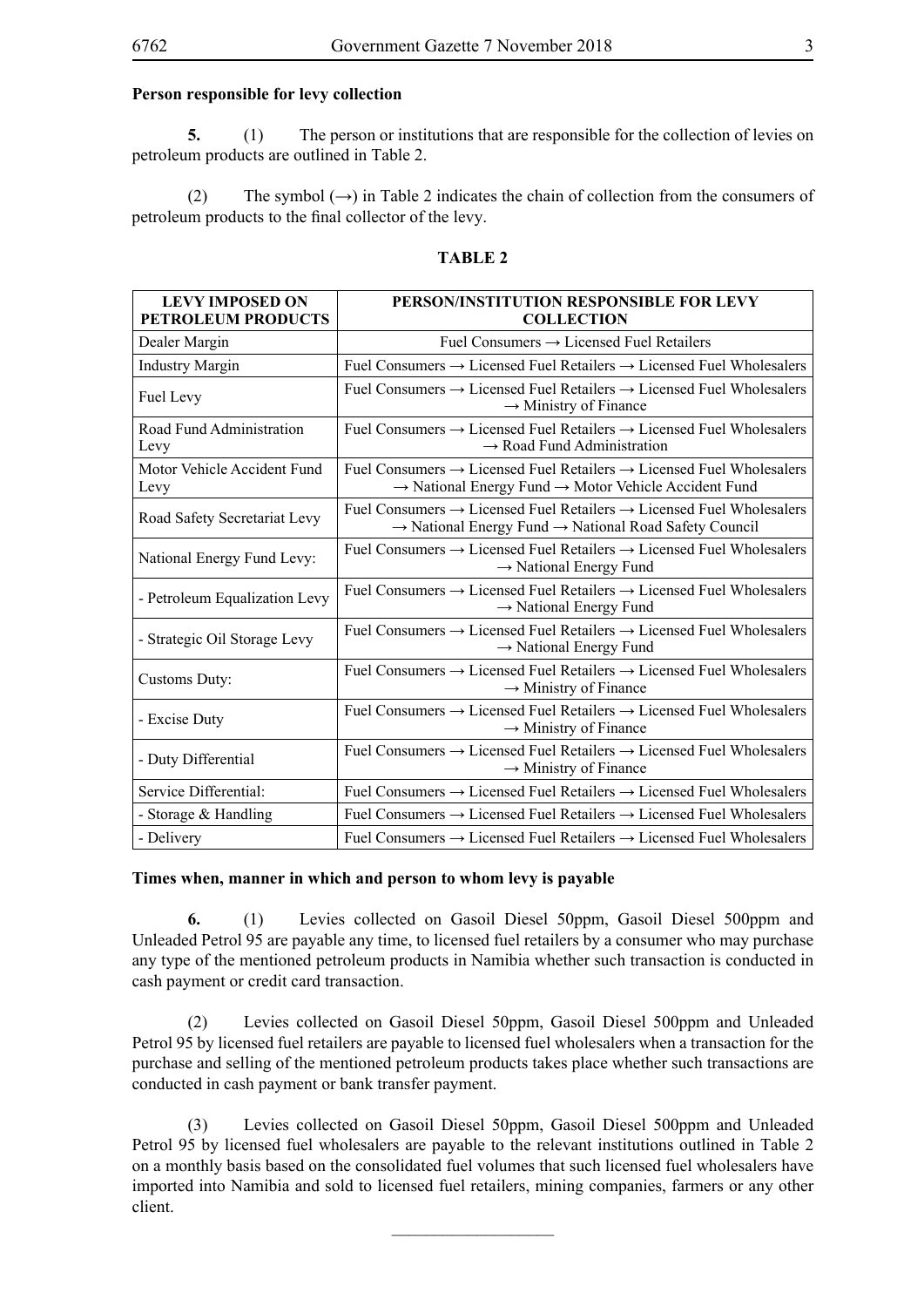**Person responsible for levy collection**

**5.** (1) The person or institutions that are responsible for the collection of levies on petroleum products are outlined in Table 2.

(2) The symbol (→) in Table 2 indicates the chain of collection from the consumers of petroleum products to the final collector of the levy.

**TABLE 2**

| LEVY IMPOSED ON PETROLEUM PRODUCTS | PERSON/INSTITUTION RESPONSIBLE FOR LEVY COLLECTION |
|---|---|
| Dealer Margin | Fuel Consumers → Licensed Fuel Retailers |
| Industry Margin | Fuel Consumers → Licensed Fuel Retailers → Licensed Fuel Wholesalers |
| Fuel Levy | Fuel Consumers → Licensed Fuel Retailers → Licensed Fuel Wholesalers → Ministry of Finance |
| Road Fund Administration Levy | Fuel Consumers → Licensed Fuel Retailers → Licensed Fuel Wholesalers → Road Fund Administration |
| Motor Vehicle Accident Fund Levy | Fuel Consumers → Licensed Fuel Retailers → Licensed Fuel Wholesalers → National Energy Fund → Motor Vehicle Accident Fund |
| Road Safety Secretariat Levy | Fuel Consumers → Licensed Fuel Retailers → Licensed Fuel Wholesalers → National Energy Fund → National Road Safety Council |
| National Energy Fund Levy: | Fuel Consumers → Licensed Fuel Retailers → Licensed Fuel Wholesalers → National Energy Fund |
| - Petroleum Equalization Levy | Fuel Consumers → Licensed Fuel Retailers → Licensed Fuel Wholesalers → National Energy Fund |
| - Strategic Oil Storage Levy | Fuel Consumers → Licensed Fuel Retailers → Licensed Fuel Wholesalers → National Energy Fund |
| Customs Duty: | Fuel Consumers → Licensed Fuel Retailers → Licensed Fuel Wholesalers → Ministry of Finance |
| - Excise Duty | Fuel Consumers → Licensed Fuel Retailers → Licensed Fuel Wholesalers → Ministry of Finance |
| - Duty Differential | Fuel Consumers → Licensed Fuel Retailers → Licensed Fuel Wholesalers → Ministry of Finance |
| Service Differential: | Fuel Consumers → Licensed Fuel Retailers → Licensed Fuel Wholesalers |
| - Storage & Handling | Fuel Consumers → Licensed Fuel Retailers → Licensed Fuel Wholesalers |
| - Delivery | Fuel Consumers → Licensed Fuel Retailers → Licensed Fuel Wholesalers |

**Times when, manner in which and person to whom levy is payable**

**6.** (1) Levies collected on Gasoil Diesel 50ppm, Gasoil Diesel 500ppm and Unleaded Petrol 95 are payable any time, to licensed fuel retailers by a consumer who may purchase any type of the mentioned petroleum products in Namibia whether such transaction is conducted in cash payment or credit card transaction.

(2) Levies collected on Gasoil Diesel 50ppm, Gasoil Diesel 500ppm and Unleaded Petrol 95 by licensed fuel retailers are payable to licensed fuel wholesalers when a transaction for the purchase and selling of the mentioned petroleum products takes place whether such transactions are conducted in cash payment or bank transfer payment.

(3) Levies collected on Gasoil Diesel 50ppm, Gasoil Diesel 500ppm and Unleaded Petrol 95 by licensed fuel wholesalers are payable to the relevant institutions outlined in Table 2 on a monthly basis based on the consolidated fuel volumes that such licensed fuel wholesalers have imported into Namibia and sold to licensed fuel retailers, mining companies, farmers or any other client.